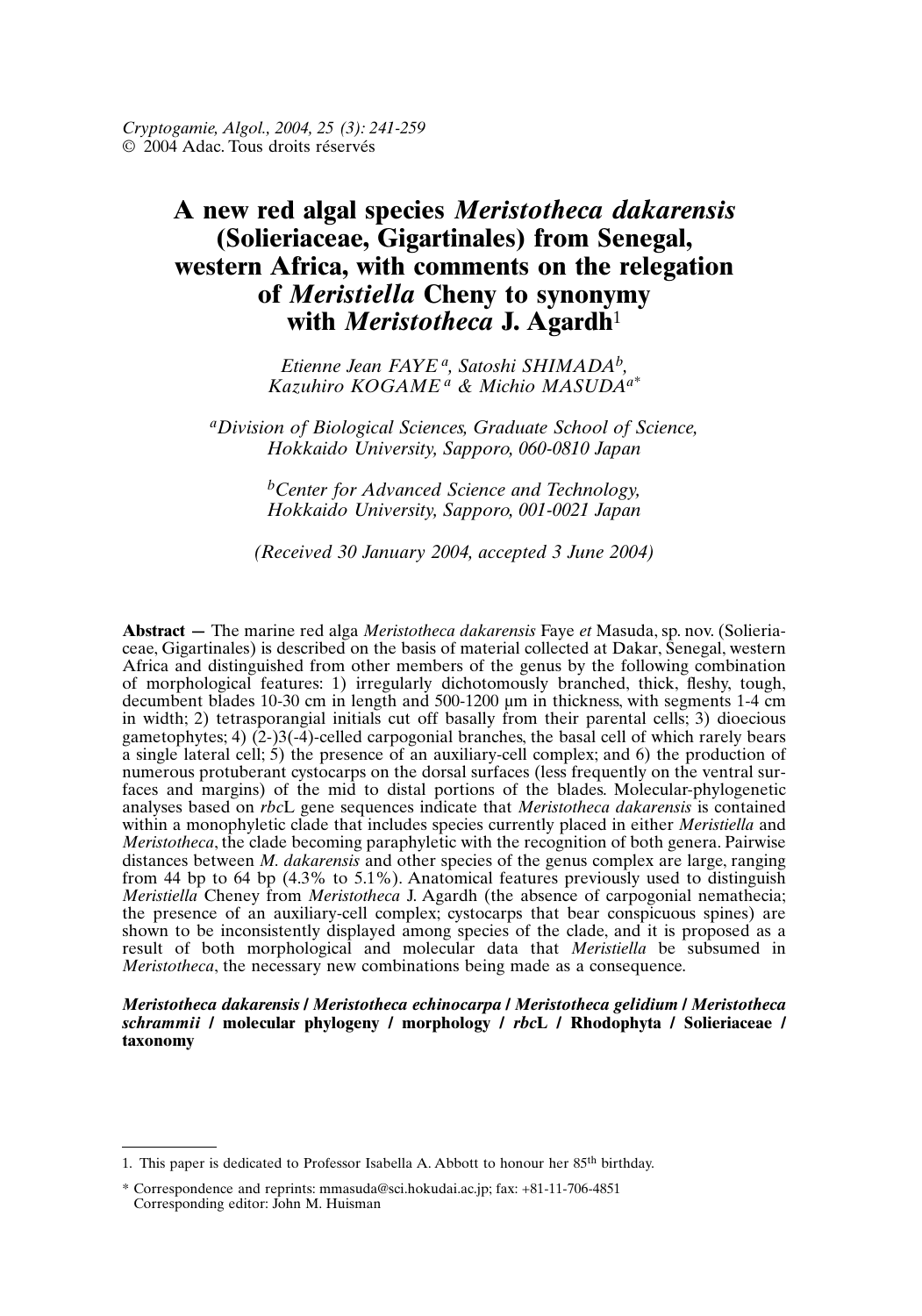# A new red algal species *Meristotheca dakarensis* (Solieriaceae, Gigartinales) from Senegal, western Africa, with comments on the relegation of *Meristiella* Cheny to synonymy with *Meristotheca* J. Agardh[1]

*Etienne Jean FAYE[a], Satoshi SHIMADA[b], Kazuhiro KOGAME[a] & Michio MASUDA[a*]*

[a]*Division of Biological Sciences, Graduate School of Science, Hokkaido University, Sapporo, 060-0810 Japan*

[b]*Center for Advanced Science and Technology, Hokkaido University, Sapporo, 001-0021 Japan*

*(Received 30 January 2004, accepted 3 June 2004)*

**Abstract —** The marine red alga *Meristotheca dakarensis* Faye *et* Masuda, sp. nov. (Solieriaceae, Gigartinales) is described on the basis of material collected at Dakar, Senegal, western Africa and distinguished from other members of the genus by the following combination of morphological features: 1) irregularly dichotomously branched, thick, fleshy, tough, decumbent blades 10-30 cm in length and 500-1200 µm in thickness, with segments 1-4 cm in width; 2) tetrasporangial initials cut off basally from their parental cells; 3) dioecious gametophytes; 4) (2-)3(-4)-celled carpogonial branches, the basal cell of which rarely bears a single lateral cell; 5) the presence of an auxiliary-cell complex; and 6) the production of numerous protuberant cystocarps on the dorsal surfaces (less frequently on the ventral surfaces and margins) of the mid to distal portions of the blades. Molecular-phylogenetic analyses based on *rbc*L gene sequences indicate that *Meristotheca dakarensis* is contained within a monophyletic clade that includes species currently placed in either *Meristiella* and *Meristotheca*, the clade becoming paraphyletic with the recognition of both genera. Pairwise distances between *M. dakarensis* and other species of the genus complex are large, ranging from 44 bp to 64 bp (4.3% to 5.1%). Anatomical features previously used to distinguish *Meristiella* Cheney from *Meristotheca* J. Agardh (the absence of carpogonial nemathecia; the presence of an auxiliary-cell complex; cystocarps that bear conspicuous spines) are shown to be inconsistently displayed among species of the clade, and it is proposed as a result of both morphological and molecular data that *Meristiella* be subsumed in *Meristotheca*, the necessary new combinations being made as a consequence.

***Meristotheca dakarensis* / *Meristotheca echinocarpa* / *Meristotheca gelidium* / *Meristotheca schrammii* / molecular phylogeny / morphology / *rbc*L / Rhodophyta / Solieriaceae / taxonomy**

---

1. This paper is dedicated to Professor Isabella A. Abbott to honour her 85th birthday.

\* Correspondence and reprints: mmasuda@sci.hokudai.ac.jp; fax: +81-11-706-4851
Corresponding editor: John M. Huisman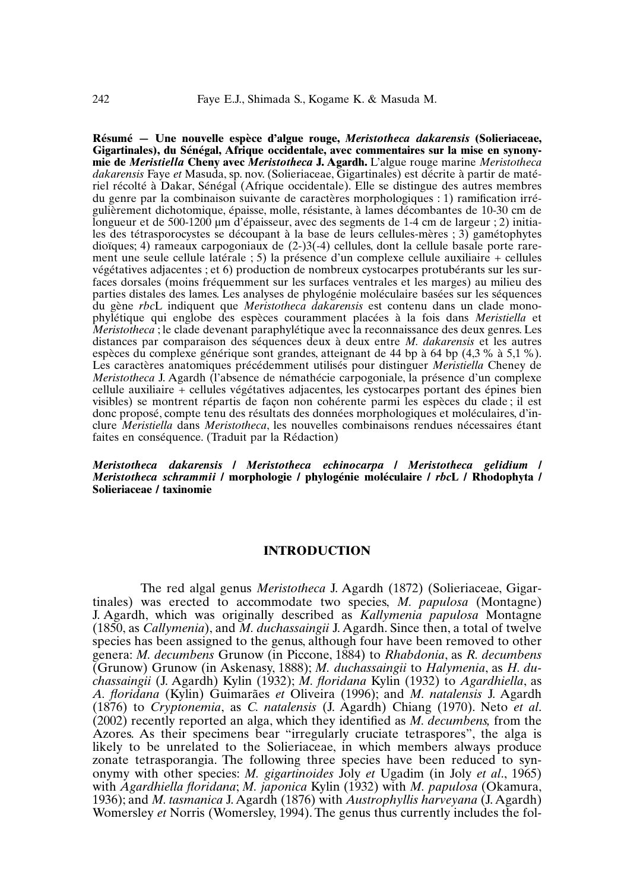**Résumé — Une nouvelle espèce d'algue rouge, *Meristotheca dakarensis* (Solieriaceae, Gigartinales), du Sénégal, Afrique occidentale, avec commentaires sur la mise en synonymie de *Meristiella* Cheny avec *Meristotheca* J. Agardh.** L'algue rouge marine *Meristotheca dakarensis* Faye *et* Masuda, sp. nov. (Solieriaceae, Gigartinales) est décrite à partir de matériel récolté à Dakar, Sénégal (Afrique occidentale). Elle se distingue des autres membres du genre par la combinaison suivante de caractères morphologiques : 1) ramification irrégulièrement dichotomique, épaisse, molle, résistante, à lames décombantes de 10-30 cm de longueur et de 500-1200 µm d'épaisseur, avec des segments de 1-4 cm de largeur ; 2) initiales des tétrasporocystes se découpant à la base de leurs cellules-mères ; 3) gamétophytes dioïques; 4) rameaux carpogoniaux de (2-)3(-4) cellules, dont la cellule basale porte rarement une seule cellule latérale ; 5) la présence d'un complexe cellule auxiliaire + cellules végétatives adjacentes ; et 6) production de nombreux cystocarpes protubérants sur les surfaces dorsales (moins fréquemment sur les surfaces ventrales et les marges) au milieu des parties distales des lames. Les analyses de phylogénie moléculaire basées sur les séquences du gène *rbc*L indiquent que *Meristotheca dakarensis* est contenu dans un clade monophylétique qui englobe des espèces couramment placées à la fois dans *Meristiella* et *Meristotheca* ; le clade devenant paraphylétique avec la reconnaissance des deux genres. Les distances par comparaison des séquences deux à deux entre *M. dakarensis* et les autres espèces du complexe générique sont grandes, atteignant de 44 bp à 64 bp (4,3 % à 5,1 %). Les caractères anatomiques précédemment utilisés pour distinguer *Meristiella* Cheney de *Meristotheca* J. Agardh (l'absence de némathécie carpogoniale, la présence d'un complexe cellule auxiliaire + cellules végétatives adjacentes, les cystocarpes portant des épines bien visibles) se montrent répartis de façon non cohérente parmi les espèces du clade ; il est donc proposé, compte tenu des résultats des données morphologiques et moléculaires, d'inclure *Meristiella* dans *Meristotheca*, les nouvelles combinaisons rendues nécessaires étant faites en conséquence. (Traduit par la Rédaction)

***Meristotheca dakarensis* / *Meristotheca echinocarpa* / *Meristotheca gelidium* / *Meristotheca schrammii* / morphologie / phylogénie moléculaire / *rbc*L / Rhodophyta / Solieriaceae / taxinomie**

## INTRODUCTION

The red algal genus *Meristotheca* J. Agardh (1872) (Solieriaceae, Gigartinales) was erected to accommodate two species, *M. papulosa* (Montagne) J. Agardh, which was originally described as *Kallymenia papulosa* Montagne (1850, as *Callymenia*), and *M. duchassaingii* J. Agardh. Since then, a total of twelve species has been assigned to the genus, although four have been removed to other genera: *M. decumbens* Grunow (in Piccone, 1884) to *Rhabdonia*, as *R. decumbens* (Grunow) Grunow (in Askenasy, 1888); *M. duchassaingii* to *Halymenia*, as *H. duchassaingii* (J. Agardh) Kylin (1932); *M. floridana* Kylin (1932) to *Agardhiella*, as *A. floridana* (Kylin) Guimarães *et* Oliveira (1996); and *M. natalensis* J. Agardh (1876) to *Cryptonemia*, as *C. natalensis* (J. Agardh) Chiang (1970). Neto *et al.* (2002) recently reported an alga, which they identified as *M. decumbens,* from the Azores. As their specimens bear "irregularly cruciate tetraspores", the alga is likely to be unrelated to the Solieriaceae, in which members always produce zonate tetrasporangia. The following three species have been reduced to synonymy with other species: *M. gigartinoides* Joly *et* Ugadim (in Joly *et al.*, 1965) with *Agardhiella floridana*; *M. japonica* Kylin (1932) with *M. papulosa* (Okamura, 1936); and *M. tasmanica* J. Agardh (1876) with *Austrophyllis harveyana* (J. Agardh) Womersley *et* Norris (Womersley, 1994). The genus thus currently includes the fol-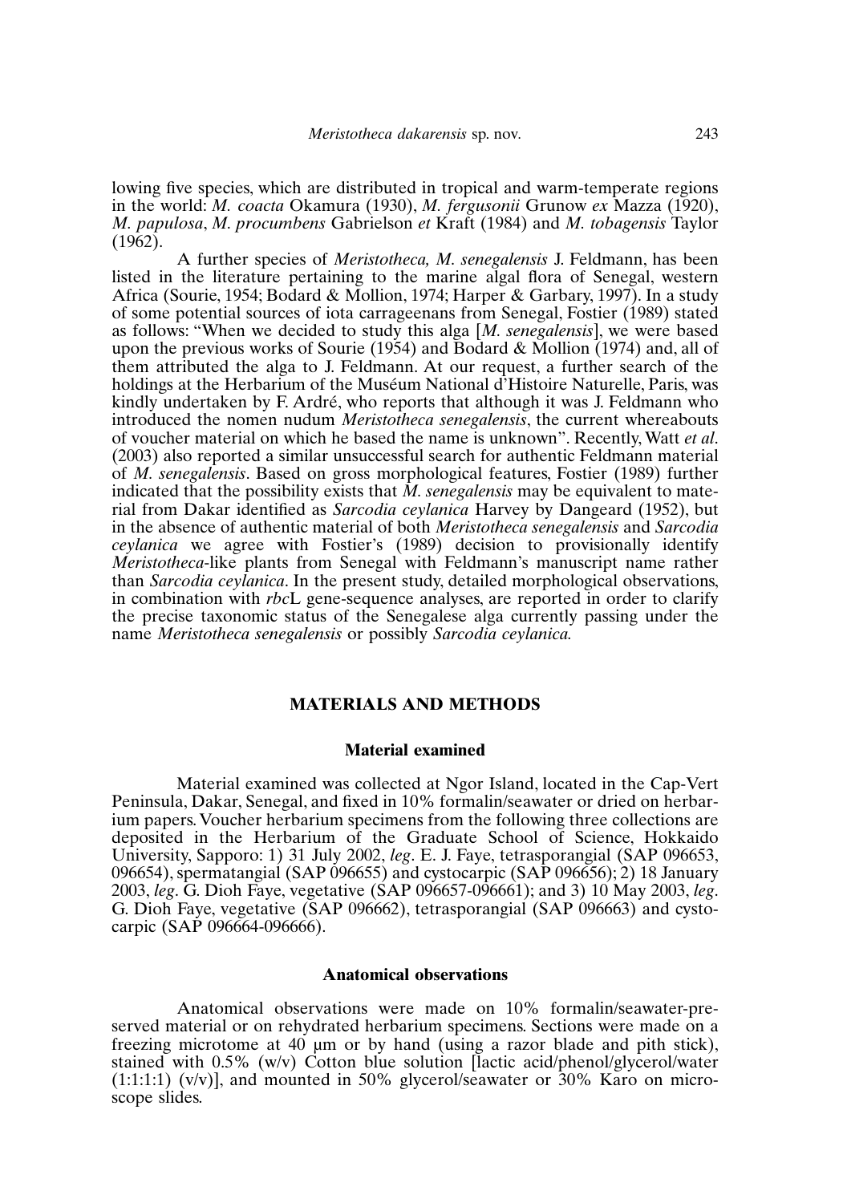lowing five species, which are distributed in tropical and warm-temperate regions in the world: *M. coacta* Okamura (1930), *M. fergusonii* Grunow *ex* Mazza (1920), *M. papulosa*, *M. procumbens* Gabrielson *et* Kraft (1984) and *M. tobagensis* Taylor (1962).

A further species of *Meristotheca, M. senegalensis* J. Feldmann, has been listed in the literature pertaining to the marine algal flora of Senegal, western Africa (Sourie, 1954; Bodard & Mollion, 1974; Harper & Garbary, 1997). In a study of some potential sources of iota carrageenans from Senegal, Fostier (1989) stated as follows: "When we decided to study this alga [*M. senegalensis*], we were based upon the previous works of Sourie (1954) and Bodard & Mollion (1974) and, all of them attributed the alga to J. Feldmann. At our request, a further search of the holdings at the Herbarium of the Muséum National d'Histoire Naturelle, Paris, was kindly undertaken by F. Ardré, who reports that although it was J. Feldmann who introduced the nomen nudum *Meristotheca senegalensis*, the current whereabouts of voucher material on which he based the name is unknown". Recently, Watt *et al.* (2003) also reported a similar unsuccessful search for authentic Feldmann material of *M. senegalensis*. Based on gross morphological features, Fostier (1989) further indicated that the possibility exists that *M. senegalensis* may be equivalent to material from Dakar identified as *Sarcodia ceylanica* Harvey by Dangeard (1952), but in the absence of authentic material of both *Meristotheca senegalensis* and *Sarcodia ceylanica* we agree with Fostier's (1989) decision to provisionally identify *Meristotheca*-like plants from Senegal with Feldmann's manuscript name rather than *Sarcodia ceylanica*. In the present study, detailed morphological observations, in combination with *rbc*L gene-sequence analyses, are reported in order to clarify the precise taxonomic status of the Senegalese alga currently passing under the name *Meristotheca senegalensis* or possibly *Sarcodia ceylanica.*

## MATERIALS AND METHODS

### Material examined

Material examined was collected at Ngor Island, located in the Cap-Vert Peninsula, Dakar, Senegal, and fixed in 10% formalin/seawater or dried on herbarium papers. Voucher herbarium specimens from the following three collections are deposited in the Herbarium of the Graduate School of Science, Hokkaido University, Sapporo: 1) 31 July 2002, *leg*. E. J. Faye, tetrasporangial (SAP 096653, 096654), spermatangial (SAP 096655) and cystocarpic (SAP 096656); 2) 18 January 2003, *leg*. G. Dioh Faye, vegetative (SAP 096657-096661); and 3) 10 May 2003, *leg*. G. Dioh Faye, vegetative (SAP 096662), tetrasporangial (SAP 096663) and cystocarpic (SAP 096664-096666).

### Anatomical observations

Anatomical observations were made on 10% formalin/seawater-preserved material or on rehydrated herbarium specimens. Sections were made on a freezing microtome at 40 µm or by hand (using a razor blade and pith stick), stained with 0.5% (w/v) Cotton blue solution [lactic acid/phenol/glycerol/water (1:1:1:1) (v/v)], and mounted in 50% glycerol/seawater or 30% Karo on microscope slides.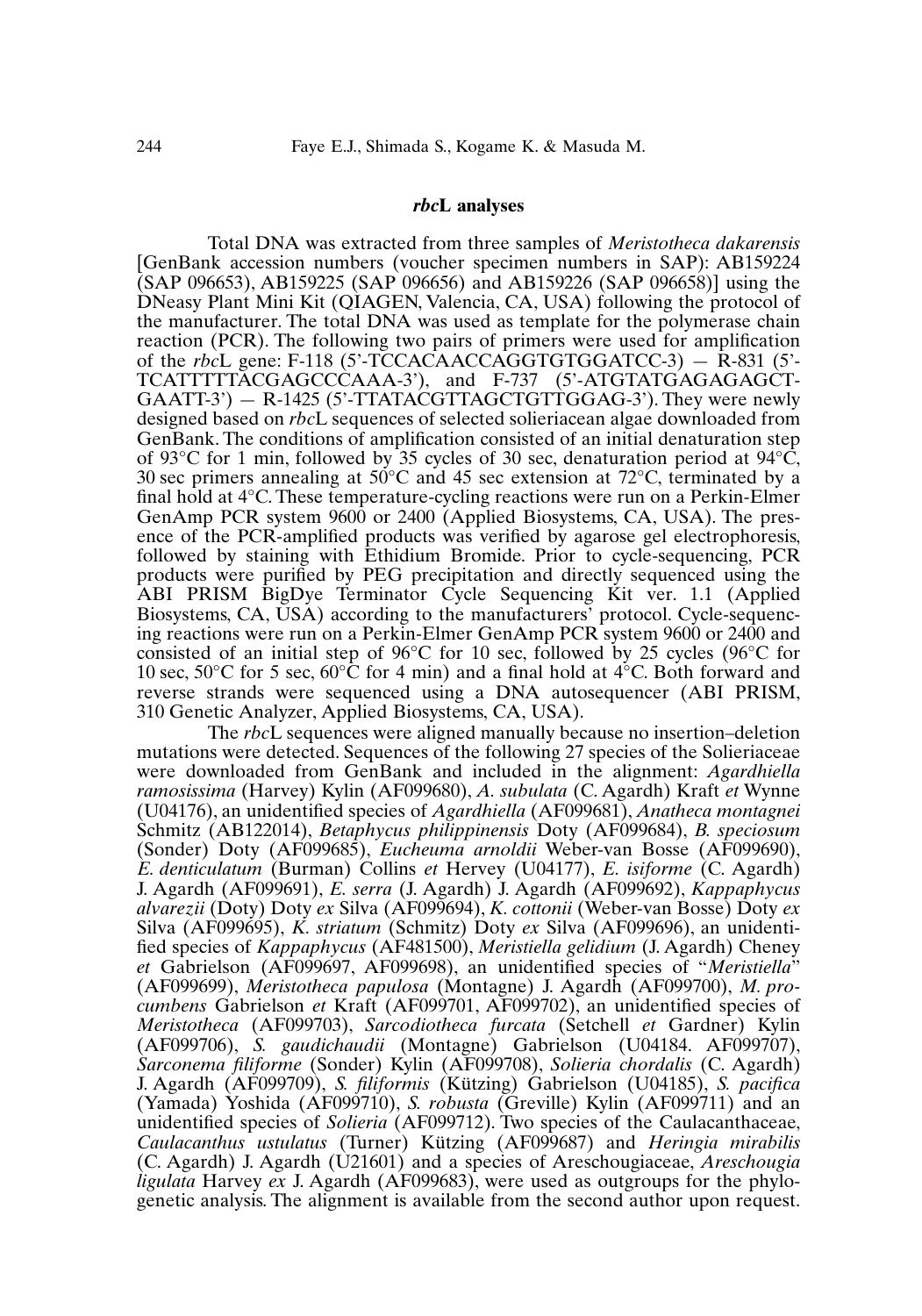### *rbc*L analyses

Total DNA was extracted from three samples of *Meristotheca dakarensis* [GenBank accession numbers (voucher specimen numbers in SAP): AB159224 (SAP 096653), AB159225 (SAP 096656) and AB159226 (SAP 096658)] using the DNeasy Plant Mini Kit (QIAGEN, Valencia, CA, USA) following the protocol of the manufacturer. The total DNA was used as template for the polymerase chain reaction (PCR). The following two pairs of primers were used for amplification of the *rbc*L gene: F-118 (5'-TCCACAACCAGGTGTGGATCC-3) — R-831 (5'-TCATTTTTACGAGCCCAAA-3'), and F-737 (5'-ATGTATGAGAGAGCT-GAATT-3') — R-1425 (5'-TTATACGTTAGCTGTTGGAG-3'). They were newly designed based on *rbc*L sequences of selected solieriacean algae downloaded from GenBank. The conditions of amplification consisted of an initial denaturation step of 93°C for 1 min, followed by 35 cycles of 30 sec, denaturation period at 94°C, 30 sec primers annealing at 50°C and 45 sec extension at 72°C, terminated by a final hold at 4°C. These temperature-cycling reactions were run on a Perkin-Elmer GenAmp PCR system 9600 or 2400 (Applied Biosystems, CA, USA). The presence of the PCR-amplified products was verified by agarose gel electrophoresis, followed by staining with Ethidium Bromide. Prior to cycle-sequencing, PCR products were purified by PEG precipitation and directly sequenced using the ABI PRISM BigDye Terminator Cycle Sequencing Kit ver. 1.1 (Applied Biosystems, CA, USA) according to the manufacturers' protocol. Cycle-sequencing reactions were run on a Perkin-Elmer GenAmp PCR system 9600 or 2400 and consisted of an initial step of 96°C for 10 sec, followed by 25 cycles (96°C for 10 sec, 50°C for 5 sec, 60°C for 4 min) and a final hold at 4°C. Both forward and reverse strands were sequenced using a DNA autosequencer (ABI PRISM, 310 Genetic Analyzer, Applied Biosystems, CA, USA).

The *rbc*L sequences were aligned manually because no insertion–deletion mutations were detected. Sequences of the following 27 species of the Solieriaceae were downloaded from GenBank and included in the alignment: *Agardhiella ramosissima* (Harvey) Kylin (AF099680), *A. subulata* (C. Agardh) Kraft *et* Wynne (U04176), an unidentified species of *Agardhiella* (AF099681), *Anatheca montagnei* Schmitz (AB122014), *Betaphycus philippinensis* Doty (AF099684), *B. speciosum* (Sonder) Doty (AF099685), *Eucheuma arnoldii* Weber-van Bosse (AF099690), *E. denticulatum* (Burman) Collins *et* Hervey (U04177), *E. isiforme* (C. Agardh) J. Agardh (AF099691), *E. serra* (J. Agardh) J. Agardh (AF099692), *Kappaphycus alvarezii* (Doty) Doty *ex* Silva (AF099694), *K. cottonii* (Weber-van Bosse) Doty *ex* Silva (AF099695), *K. striatum* (Schmitz) Doty *ex* Silva (AF099696), an unidentified species of *Kappaphycus* (AF481500), *Meristiella gelidium* (J. Agardh) Cheney *et* Gabrielson (AF099697, AF099698), an unidentified species of "*Meristiella*" (AF099699), *Meristotheca papulosa* (Montagne) J. Agardh (AF099700), *M. procumbens* Gabrielson *et* Kraft (AF099701, AF099702), an unidentified species of *Meristotheca* (AF099703), *Sarcodiotheca furcata* (Setchell *et* Gardner) Kylin (AF099706), *S. gaudichaudii* (Montagne) Gabrielson (U04184. AF099707), *Sarconema filiforme* (Sonder) Kylin (AF099708), *Solieria chordalis* (C. Agardh) J. Agardh (AF099709), *S. filiformis* (Kützing) Gabrielson (U04185), *S. pacifica* (Yamada) Yoshida (AF099710), *S. robusta* (Greville) Kylin (AF099711) and an unidentified species of *Solieria* (AF099712). Two species of the Caulacanthaceae, *Caulacanthus ustulatus* (Turner) Kützing (AF099687) and *Heringia mirabilis* (C. Agardh) J. Agardh (U21601) and a species of Areschougiaceae, *Areschougia ligulata* Harvey *ex* J. Agardh (AF099683), were used as outgroups for the phylogenetic analysis. The alignment is available from the second author upon request.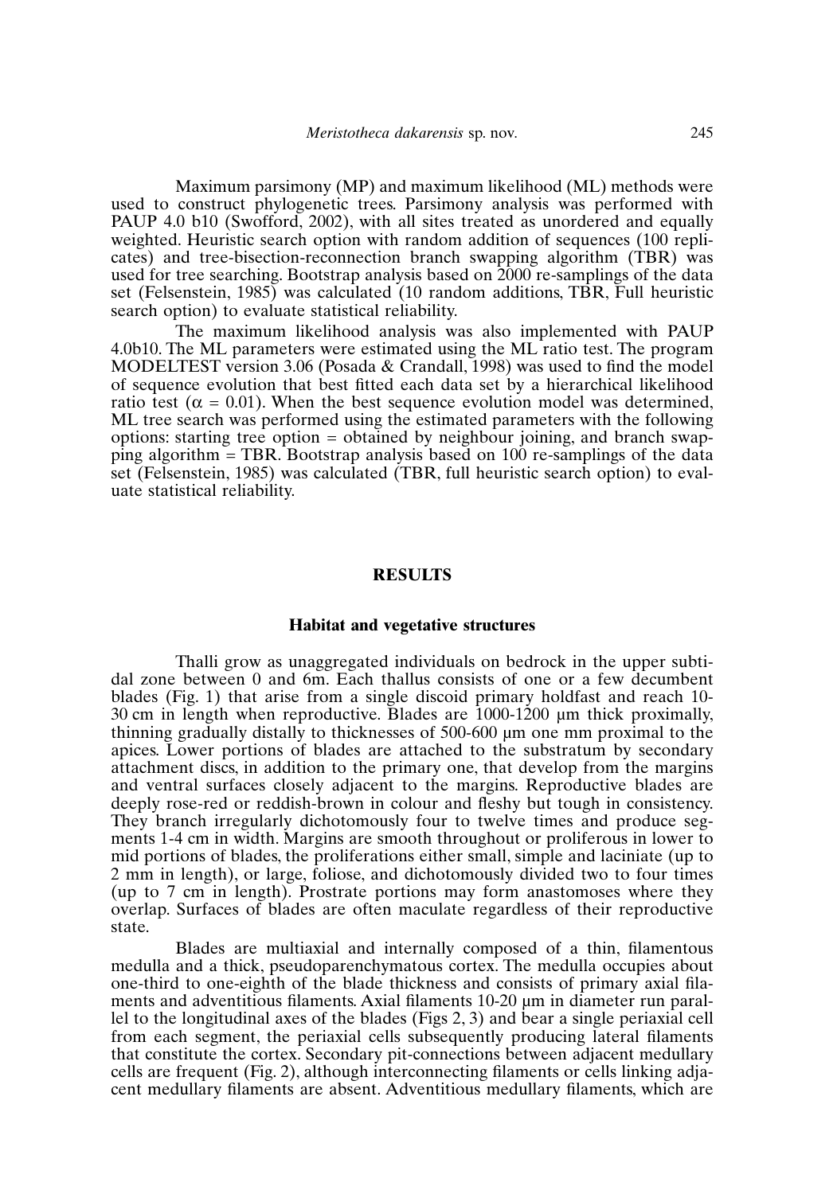Maximum parsimony (MP) and maximum likelihood (ML) methods were used to construct phylogenetic trees. Parsimony analysis was performed with PAUP 4.0 b10 (Swofford, 2002), with all sites treated as unordered and equally weighted. Heuristic search option with random addition of sequences (100 replicates) and tree-bisection-reconnection branch swapping algorithm (TBR) was used for tree searching. Bootstrap analysis based on 2000 re-samplings of the data set (Felsenstein, 1985) was calculated (10 random additions, TBR, Full heuristic search option) to evaluate statistical reliability.

The maximum likelihood analysis was also implemented with PAUP 4.0b10. The ML parameters were estimated using the ML ratio test. The program MODELTEST version 3.06 (Posada & Crandall, 1998) was used to find the model of sequence evolution that best fitted each data set by a hierarchical likelihood ratio test ($\alpha = 0.01$). When the best sequence evolution model was determined, ML tree search was performed using the estimated parameters with the following options: starting tree option = obtained by neighbour joining, and branch swapping algorithm = TBR. Bootstrap analysis based on 100 re-samplings of the data set (Felsenstein, 1985) was calculated (TBR, full heuristic search option) to evaluate statistical reliability.

## RESULTS

### Habitat and vegetative structures

Thalli grow as unaggregated individuals on bedrock in the upper subtidal zone between 0 and 6m. Each thallus consists of one or a few decumbent blades (Fig. 1) that arise from a single discoid primary holdfast and reach 10-30 cm in length when reproductive. Blades are 1000-1200 µm thick proximally, thinning gradually distally to thicknesses of 500-600 µm one mm proximal to the apices. Lower portions of blades are attached to the substratum by secondary attachment discs, in addition to the primary one, that develop from the margins and ventral surfaces closely adjacent to the margins. Reproductive blades are deeply rose-red or reddish-brown in colour and fleshy but tough in consistency. They branch irregularly dichotomously four to twelve times and produce segments 1-4 cm in width. Margins are smooth throughout or proliferous in lower to mid portions of blades, the proliferations either small, simple and laciniate (up to 2 mm in length), or large, foliose, and dichotomously divided two to four times (up to 7 cm in length). Prostrate portions may form anastomoses where they overlap. Surfaces of blades are often maculate regardless of their reproductive state.

Blades are multiaxial and internally composed of a thin, filamentous medulla and a thick, pseudoparenchymatous cortex. The medulla occupies about one-third to one-eighth of the blade thickness and consists of primary axial filaments and adventitious filaments. Axial filaments 10-20 µm in diameter run parallel to the longitudinal axes of the blades (Figs 2, 3) and bear a single periaxial cell from each segment, the periaxial cells subsequently producing lateral filaments that constitute the cortex. Secondary pit-connections between adjacent medullary cells are frequent (Fig. 2), although interconnecting filaments or cells linking adjacent medullary filaments are absent. Adventitious medullary filaments, which are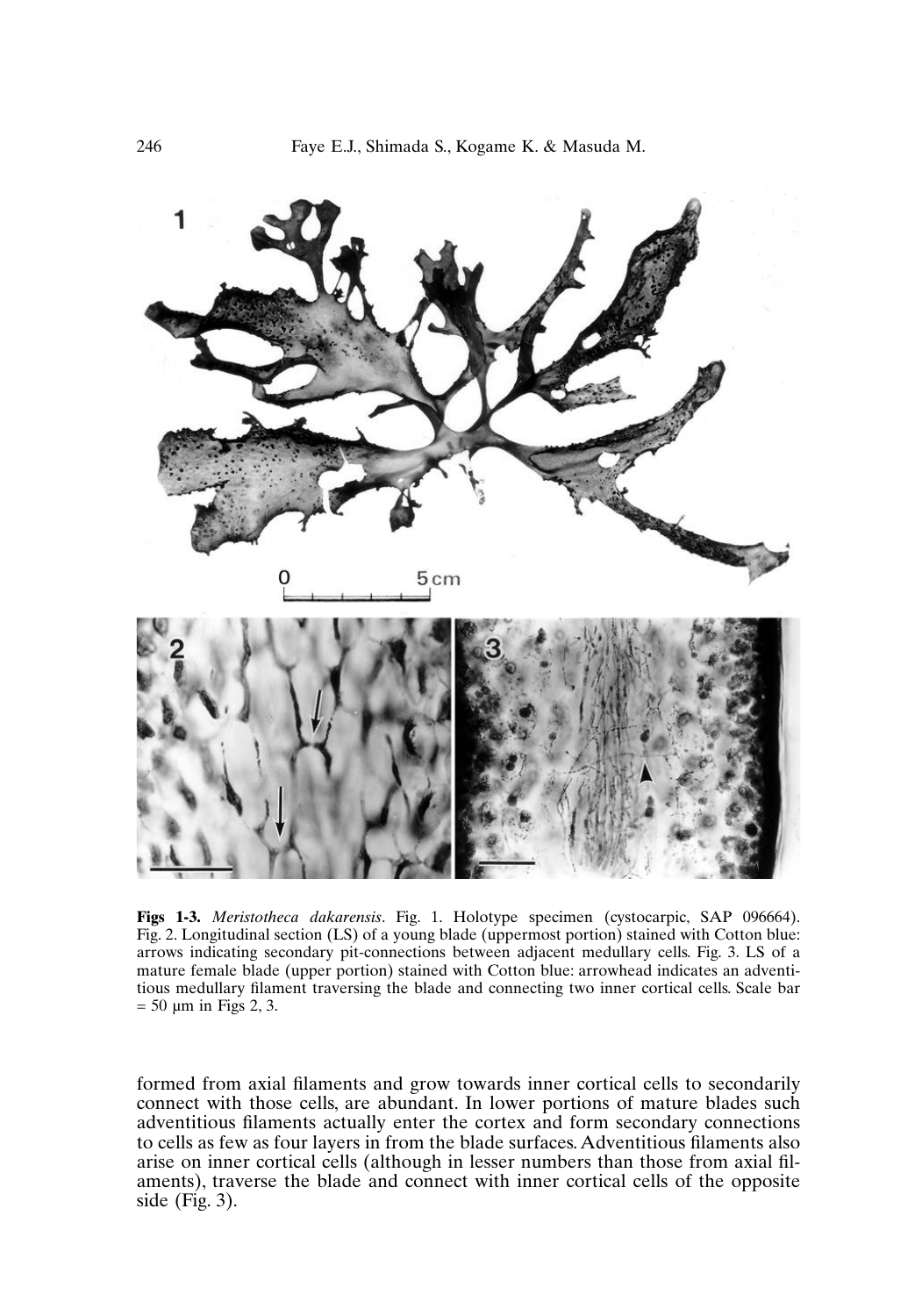**Figs 1-3.** *Meristotheca dakarensis*. Fig. 1. Holotype specimen (cystocarpic, SAP 096664). Fig. 2. Longitudinal section (LS) of a young blade (uppermost portion) stained with Cotton blue: arrows indicating secondary pit-connections between adjacent medullary cells. Fig. 3. LS of a mature female blade (upper portion) stained with Cotton blue: arrowhead indicates an adventitious medullary filament traversing the blade and connecting two inner cortical cells. Scale bar = 50 µm in Figs 2, 3.

formed from axial filaments and grow towards inner cortical cells to secondarily connect with those cells, are abundant. In lower portions of mature blades such adventitious filaments actually enter the cortex and form secondary connections to cells as few as four layers in from the blade surfaces. Adventitious filaments also arise on inner cortical cells (although in lesser numbers than those from axial filaments), traverse the blade and connect with inner cortical cells of the opposite side (Fig. 3).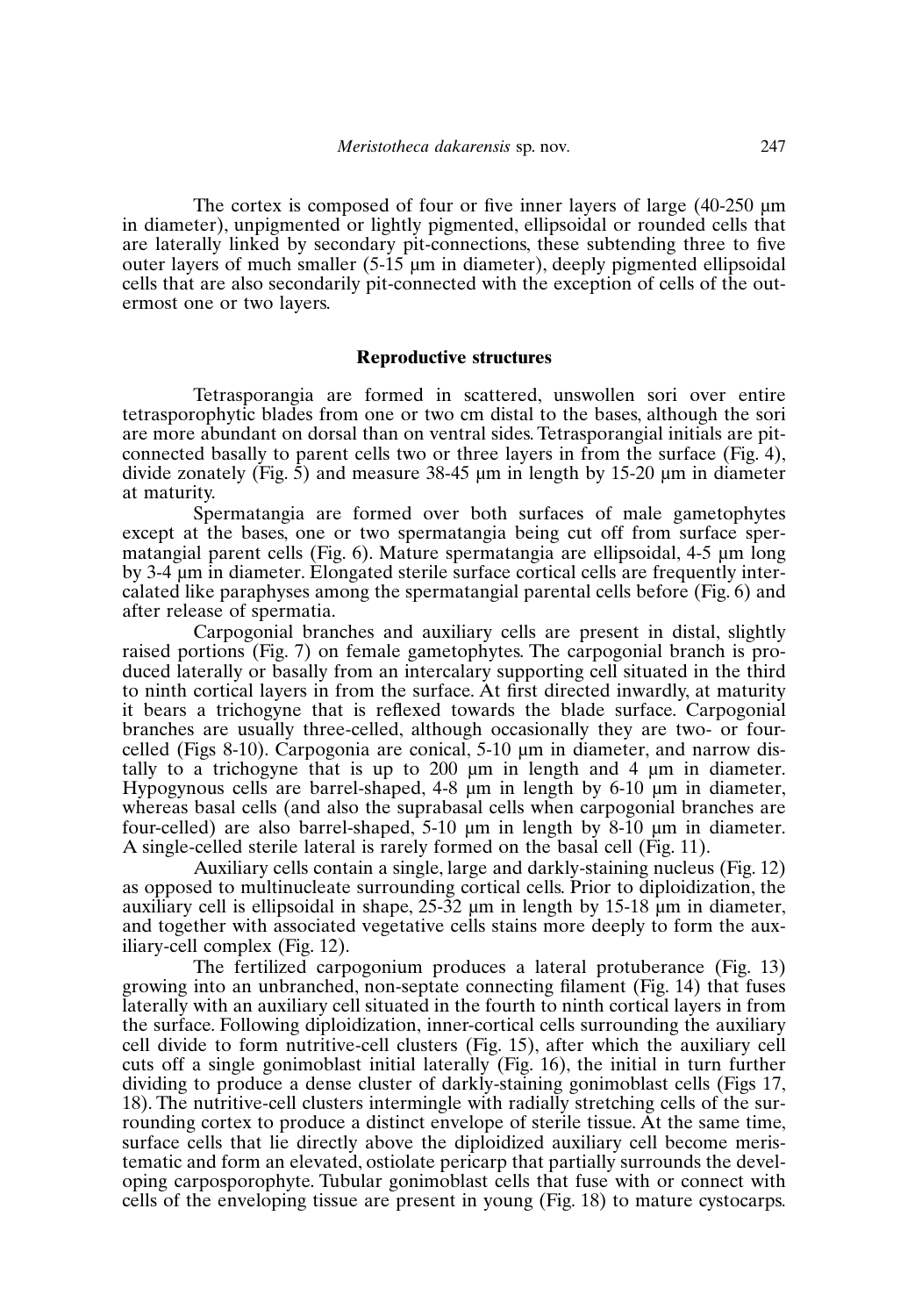The cortex is composed of four or five inner layers of large (40-250 μm in diameter), unpigmented or lightly pigmented, ellipsoidal or rounded cells that are laterally linked by secondary pit-connections, these subtending three to five outer layers of much smaller (5-15 μm in diameter), deeply pigmented ellipsoidal cells that are also secondarily pit-connected with the exception of cells of the outermost one or two layers.

## Reproductive structures

Tetrasporangia are formed in scattered, unswollen sori over entire tetrasporophytic blades from one or two cm distal to the bases, although the sori are more abundant on dorsal than on ventral sides. Tetrasporangial initials are pit-connected basally to parent cells two or three layers in from the surface (Fig. 4), divide zonately (Fig. 5) and measure 38-45 μm in length by 15-20 μm in diameter at maturity.

Spermatangia are formed over both surfaces of male gametophytes except at the bases, one or two spermatangia being cut off from surface spermatangial parent cells (Fig. 6). Mature spermatangia are ellipsoidal, 4-5 μm long by 3-4 μm in diameter. Elongated sterile surface cortical cells are frequently intercalated like paraphyses among the spermatangial parental cells before (Fig. 6) and after release of spermatia.

Carpogonial branches and auxiliary cells are present in distal, slightly raised portions (Fig. 7) on female gametophytes. The carpogonial branch is produced laterally or basally from an intercalary supporting cell situated in the third to ninth cortical layers in from the surface. At first directed inwardly, at maturity it bears a trichogyne that is reflexed towards the blade surface. Carpogonial branches are usually three-celled, although occasionally they are two- or four-celled (Figs 8-10). Carpogonia are conical, 5-10 μm in diameter, and narrow distally to a trichogyne that is up to 200 μm in length and 4 μm in diameter. Hypogynous cells are barrel-shaped, 4-8 μm in length by 6-10 μm in diameter, whereas basal cells (and also the suprabasal cells when carpogonial branches are four-celled) are also barrel-shaped, 5-10 μm in length by 8-10 μm in diameter. A single-celled sterile lateral is rarely formed on the basal cell (Fig. 11).

Auxiliary cells contain a single, large and darkly-staining nucleus (Fig. 12) as opposed to multinucleate surrounding cortical cells. Prior to diploidization, the auxiliary cell is ellipsoidal in shape, 25-32 μm in length by 15-18 μm in diameter, and together with associated vegetative cells stains more deeply to form the auxiliary-cell complex (Fig. 12).

The fertilized carpogonium produces a lateral protuberance (Fig. 13) growing into an unbranched, non-septate connecting filament (Fig. 14) that fuses laterally with an auxiliary cell situated in the fourth to ninth cortical layers in from the surface. Following diploidization, inner-cortical cells surrounding the auxiliary cell divide to form nutritive-cell clusters (Fig. 15), after which the auxiliary cell cuts off a single gonimoblast initial laterally (Fig. 16), the initial in turn further dividing to produce a dense cluster of darkly-staining gonimoblast cells (Figs 17, 18). The nutritive-cell clusters intermingle with radially stretching cells of the surrounding cortex to produce a distinct envelope of sterile tissue. At the same time, surface cells that lie directly above the diploidized auxiliary cell become meristematic and form an elevated, ostiolate pericarp that partially surrounds the developing carposporophyte. Tubular gonimoblast cells that fuse with or connect with cells of the enveloping tissue are present in young (Fig. 18) to mature cystocarps.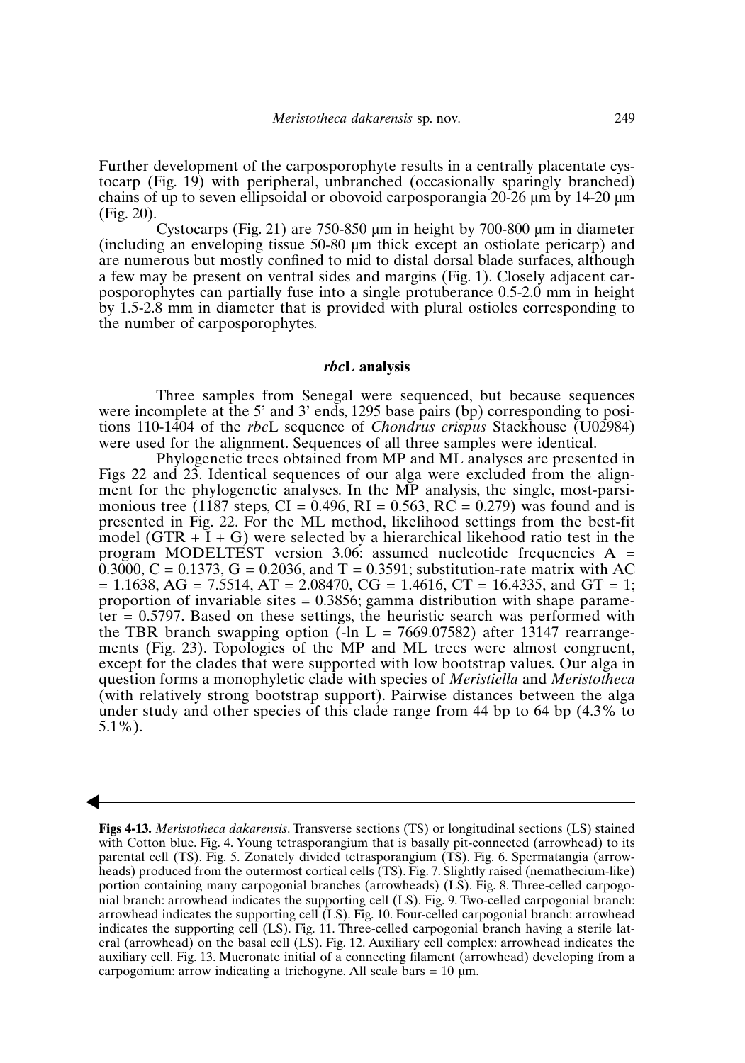Further development of the carposporophyte results in a centrally placentate cystocarp (Fig. 19) with peripheral, unbranched (occasionally sparingly branched) chains of up to seven ellipsoidal or obovoid carposporangia 20-26 µm by 14-20 µm (Fig. 20).

Cystocarps (Fig. 21) are 750-850 µm in height by 700-800 µm in diameter (including an enveloping tissue 50-80 µm thick except an ostiolate pericarp) and are numerous but mostly confined to mid to distal dorsal blade surfaces, although a few may be present on ventral sides and margins (Fig. 1). Closely adjacent carposporophytes can partially fuse into a single protuberance 0.5-2.0 mm in height by 1.5-2.8 mm in diameter that is provided with plural ostioles corresponding to the number of carposporophytes.

## *rbc*L analysis

Three samples from Senegal were sequenced, but because sequences were incomplete at the 5' and 3' ends, 1295 base pairs (bp) corresponding to positions 110-1404 of the *rbc*L sequence of *Chondrus crispus* Stackhouse (U02984) were used for the alignment. Sequences of all three samples were identical.

Phylogenetic trees obtained from MP and ML analyses are presented in Figs 22 and 23. Identical sequences of our alga were excluded from the alignment for the phylogenetic analyses. In the MP analysis, the single, most-parsimonious tree (1187 steps, CI = 0.496, RI = 0.563, RC = 0.279) was found and is presented in Fig. 22. For the ML method, likelihood settings from the best-fit model (GTR + I + G) were selected by a hierarchical likehood ratio test in the program MODELTEST version 3.06: assumed nucleotide frequencies A = 0.3000, C = 0.1373, G = 0.2036, and T = 0.3591; substitution-rate matrix with AC = 1.1638, AG = 7.5514, AT = 2.08470, CG = 1.4616, CT = 16.4335, and GT = 1; proportion of invariable sites = 0.3856; gamma distribution with shape parameter = 0.5797. Based on these settings, the heuristic search was performed with the TBR branch swapping option (-ln L = 7669.07582) after 13147 rearrangements (Fig. 23). Topologies of the MP and ML trees were almost congruent, except for the clades that were supported with low bootstrap values. Our alga in question forms a monophyletic clade with species of *Meristiella* and *Meristotheca* (with relatively strong bootstrap support). Pairwise distances between the alga under study and other species of this clade range from 44 bp to 64 bp (4.3% to 5.1%).

**Figs 4-13.** *Meristotheca dakarensis*. Transverse sections (TS) or longitudinal sections (LS) stained with Cotton blue. Fig. 4. Young tetrasporangium that is basally pit-connected (arrowhead) to its parental cell (TS). Fig. 5. Zonately divided tetrasporangium (TS). Fig. 6. Spermatangia (arrowheads) produced from the outermost cortical cells (TS). Fig. 7. Slightly raised (nemathecium-like) portion containing many carpogonial branches (arrowheads) (LS). Fig. 8. Three-celled carpogonial branch: arrowhead indicates the supporting cell (LS). Fig. 9. Two-celled carpogonial branch: arrowhead indicates the supporting cell (LS). Fig. 10. Four-celled carpogonial branch: arrowhead indicates the supporting cell (LS). Fig. 11. Three-celled carpogonial branch having a sterile lateral (arrowhead) on the basal cell (LS). Fig. 12. Auxiliary cell complex: arrowhead indicates the auxiliary cell. Fig. 13. Mucronate initial of a connecting filament (arrowhead) developing from a carpogonium: arrow indicating a trichogyne. All scale bars = 10 µm.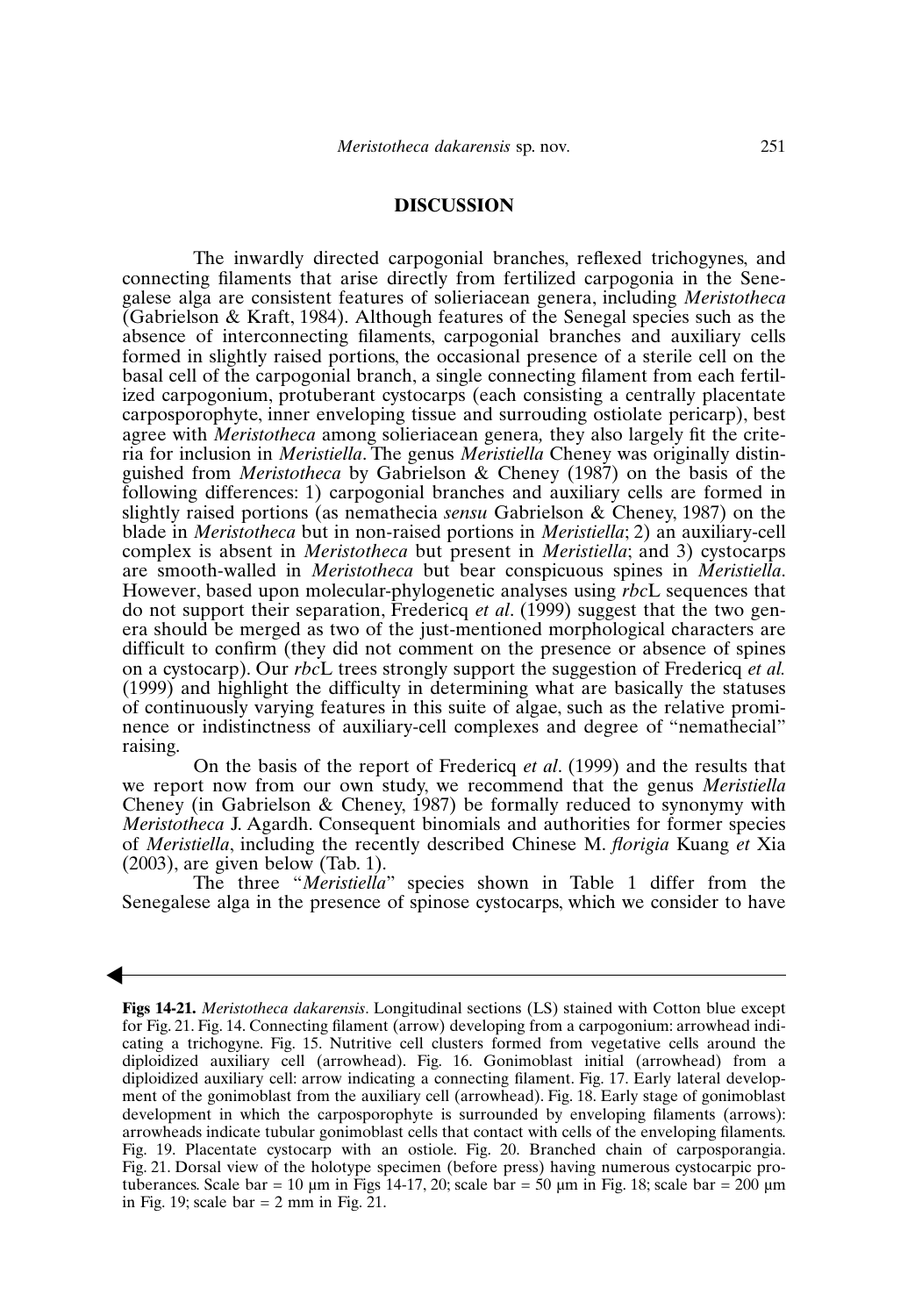## DISCUSSION

The inwardly directed carpogonial branches, reflexed trichogynes, and connecting filaments that arise directly from fertilized carpogonia in the Senegalese alga are consistent features of solieriacean genera, including *Meristotheca* (Gabrielson & Kraft, 1984). Although features of the Senegal species such as the absence of interconnecting filaments, carpogonial branches and auxiliary cells formed in slightly raised portions, the occasional presence of a sterile cell on the basal cell of the carpogonial branch, a single connecting filament from each fertilized carpogonium, protuberant cystocarps (each consisting a centrally placentate carposporophyte, inner enveloping tissue and surrouding ostiolate pericarp), best agree with *Meristotheca* among solieriacean genera, they also largely fit the criteria for inclusion in *Meristiella*. The genus *Meristiella* Cheney was originally distinguished from *Meristotheca* by Gabrielson & Cheney (1987) on the basis of the following differences: 1) carpogonial branches and auxiliary cells are formed in slightly raised portions (as nemathecia *sensu* Gabrielson & Cheney, 1987) on the blade in *Meristotheca* but in non-raised portions in *Meristiella*; 2) an auxiliary-cell complex is absent in *Meristotheca* but present in *Meristiella*; and 3) cystocarps are smooth-walled in *Meristotheca* but bear conspicuous spines in *Meristiella*. However, based upon molecular-phylogenetic analyses using *rbc*L sequences that do not support their separation, Fredericq *et al*. (1999) suggest that the two genera should be merged as two of the just-mentioned morphological characters are difficult to confirm (they did not comment on the presence or absence of spines on a cystocarp). Our *rbc*L trees strongly support the suggestion of Fredericq *et al.* (1999) and highlight the difficulty in determining what are basically the statuses of continuously varying features in this suite of algae, such as the relative prominence or indistinctness of auxiliary-cell complexes and degree of "nemathecial" raising.

On the basis of the report of Fredericq *et al*. (1999) and the results that we report now from our own study, we recommend that the genus *Meristiella* Cheney (in Gabrielson & Cheney, 1987) be formally reduced to synonymy with *Meristotheca* J. Agardh. Consequent binomials and authorities for former species of *Meristiella*, including the recently described Chinese M. *florigia* Kuang *et* Xia (2003), are given below (Tab. 1).

The three "*Meristiella*" species shown in Table 1 differ from the Senegalese alga in the presence of spinose cystocarps, which we consider to have

**Figs 14-21.** *Meristotheca dakarensis*. Longitudinal sections (LS) stained with Cotton blue except for Fig. 21. Fig. 14. Connecting filament (arrow) developing from a carpogonium: arrowhead indicating a trichogyne. Fig. 15. Nutritive cell clusters formed from vegetative cells around the diploidized auxiliary cell (arrowhead). Fig. 16. Gonimoblast initial (arrowhead) from a diploidized auxiliary cell: arrow indicating a connecting filament. Fig. 17. Early lateral development of the gonimoblast from the auxiliary cell (arrowhead). Fig. 18. Early stage of gonimoblast development in which the carposporophyte is surrounded by enveloping filaments (arrows): arrowheads indicate tubular gonimoblast cells that contact with cells of the enveloping filaments. Fig. 19. Placentate cystocarp with an ostiole. Fig. 20. Branched chain of carposporangia. Fig. 21. Dorsal view of the holotype specimen (before press) having numerous cystocarpic protuberances. Scale bar = 10 µm in Figs 14-17, 20; scale bar = 50 µm in Fig. 18; scale bar = 200 µm in Fig. 19; scale bar = 2 mm in Fig. 21.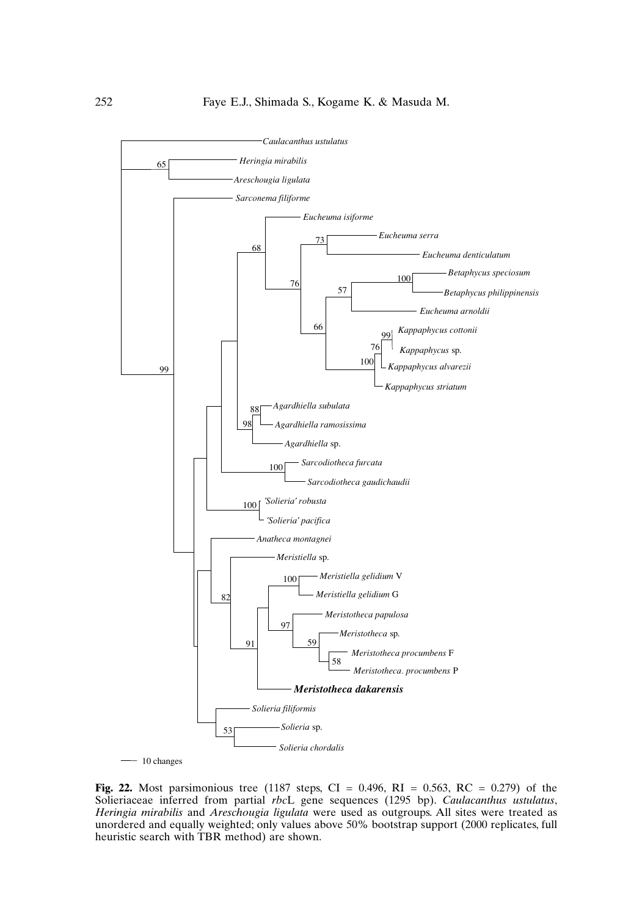**Fig. 22.** Most parsimonious tree (1187 steps, CI = 0.496, RI = 0.563, RC = 0.279) of the Solieriaceae inferred from partial *rbc*L gene sequences (1295 bp). *Caulacanthus ustulatus*, *Heringia mirabilis* and *Areschougia ligulata* were used as outgroups. All sites were treated as unordered and equally weighted; only values above 50% bootstrap support (2000 replicates, full heuristic search with TBR method) are shown.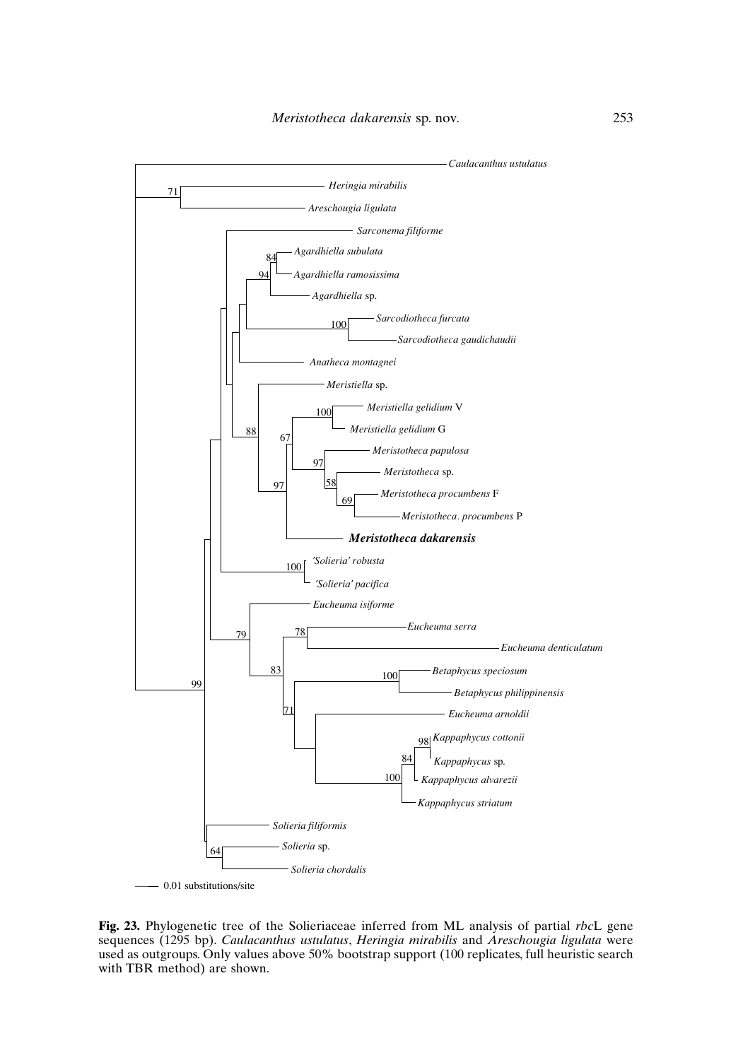**Fig. 23.** Phylogenetic tree of the Solieriaceae inferred from ML analysis of partial *rbc*L gene sequences (1295 bp). *Caulacanthus ustulatus*, *Heringia mirabilis* and *Areschougia ligulata* were used as outgroups. Only values above 50% bootstrap support (100 replicates, full heuristic search with TBR method) are shown.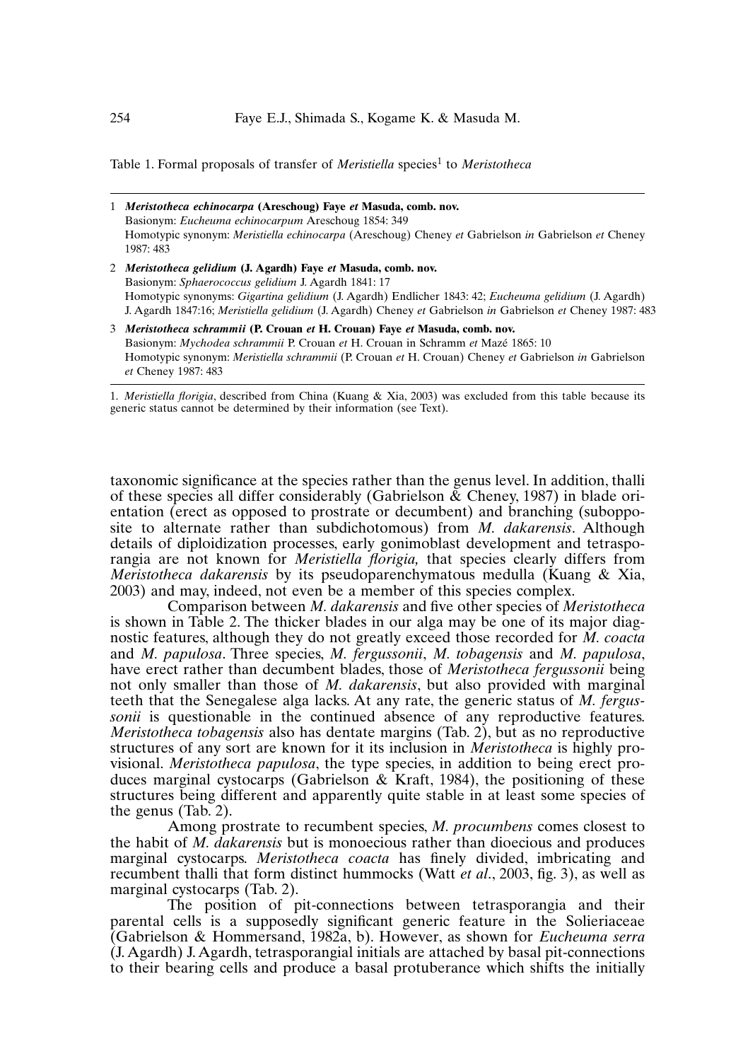Table 1. Formal proposals of transfer of *Meristiella* species[1] to *Meristotheca*

| | |
|---|---|
| 1 | ***Meristotheca echinocarpa* (Areschoug) Faye *et* Masuda, comb. nov.**<br>Basionym: *Eucheuma echinocarpum* Areschoug 1854: 349<br>Homotypic synonym: *Meristiella echinocarpa* (Areschoug) Cheney *et* Gabrielson *in* Gabrielson *et* Cheney 1987: 483 |
| 2 | ***Meristotheca gelidium* (J. Agardh) Faye *et* Masuda, comb. nov.**<br>Basionym: *Sphaerococcus gelidium* J. Agardh 1841: 17<br>Homotypic synonyms: *Gigartina gelidium* (J. Agardh) Endlicher 1843: 42; *Eucheuma gelidium* (J. Agardh) J. Agardh 1847:16; *Meristiella gelidium* (J. Agardh) Cheney *et* Gabrielson *in* Gabrielson *et* Cheney 1987: 483 |
| 3 | ***Meristotheca schrammii* (P. Crouan *et* H. Crouan) Faye *et* Masuda, comb. nov.**<br>Basionym: *Mychodea schrammii* P. Crouan *et* H. Crouan in Schramm *et* Mazé 1865: 10<br>Homotypic synonym: *Meristiella schrammii* (P. Crouan *et* H. Crouan) Cheney *et* Gabrielson *in* Gabrielson *et* Cheney 1987: 483 |

1. *Meristiella florigia*, described from China (Kuang & Xia, 2003) was excluded from this table because its generic status cannot be determined by their information (see Text).

taxonomic significance at the species rather than the genus level. In addition, thalli of these species all differ considerably (Gabrielson & Cheney, 1987) in blade orientation (erect as opposed to prostrate or decumbent) and branching (subopposite to alternate rather than subdichotomous) from *M. dakarensis*. Although details of diploidization processes, early gonimoblast development and tetrasporangia are not known for *Meristiella florigia,* that species clearly differs from *Meristotheca dakarensis* by its pseudoparenchymatous medulla (Kuang & Xia, 2003) and may, indeed, not even be a member of this species complex.

Comparison between *M. dakarensis* and five other species of *Meristotheca* is shown in Table 2. The thicker blades in our alga may be one of its major diagnostic features, although they do not greatly exceed those recorded for *M. coacta* and *M. papulosa*. Three species, *M. fergussonii*, *M. tobagensis* and *M. papulosa*, have erect rather than decumbent blades, those of *Meristotheca fergussonii* being not only smaller than those of *M. dakarensis*, but also provided with marginal teeth that the Senegalese alga lacks. At any rate, the generic status of *M. fergussonii* is questionable in the continued absence of any reproductive features. *Meristotheca tobagensis* also has dentate margins (Tab. 2), but as no reproductive structures of any sort are known for it its inclusion in *Meristotheca* is highly provisional. *Meristotheca papulosa*, the type species, in addition to being erect produces marginal cystocarps (Gabrielson & Kraft, 1984), the positioning of these structures being different and apparently quite stable in at least some species of the genus (Tab. 2).

Among prostrate to recumbent species, *M. procumbens* comes closest to the habit of *M. dakarensis* but is monoecious rather than dioecious and produces marginal cystocarps. *Meristotheca coacta* has finely divided, imbricating and recumbent thalli that form distinct hummocks (Watt *et al*., 2003, fig. 3), as well as marginal cystocarps (Tab. 2).

The position of pit-connections between tetrasporangia and their parental cells is a supposedly significant generic feature in the Solieriaceae (Gabrielson & Hommersand, 1982a, b). However, as shown for *Eucheuma serra* (J. Agardh) J. Agardh, tetrasporangial initials are attached by basal pit-connections to their bearing cells and produce a basal protuberance which shifts the initially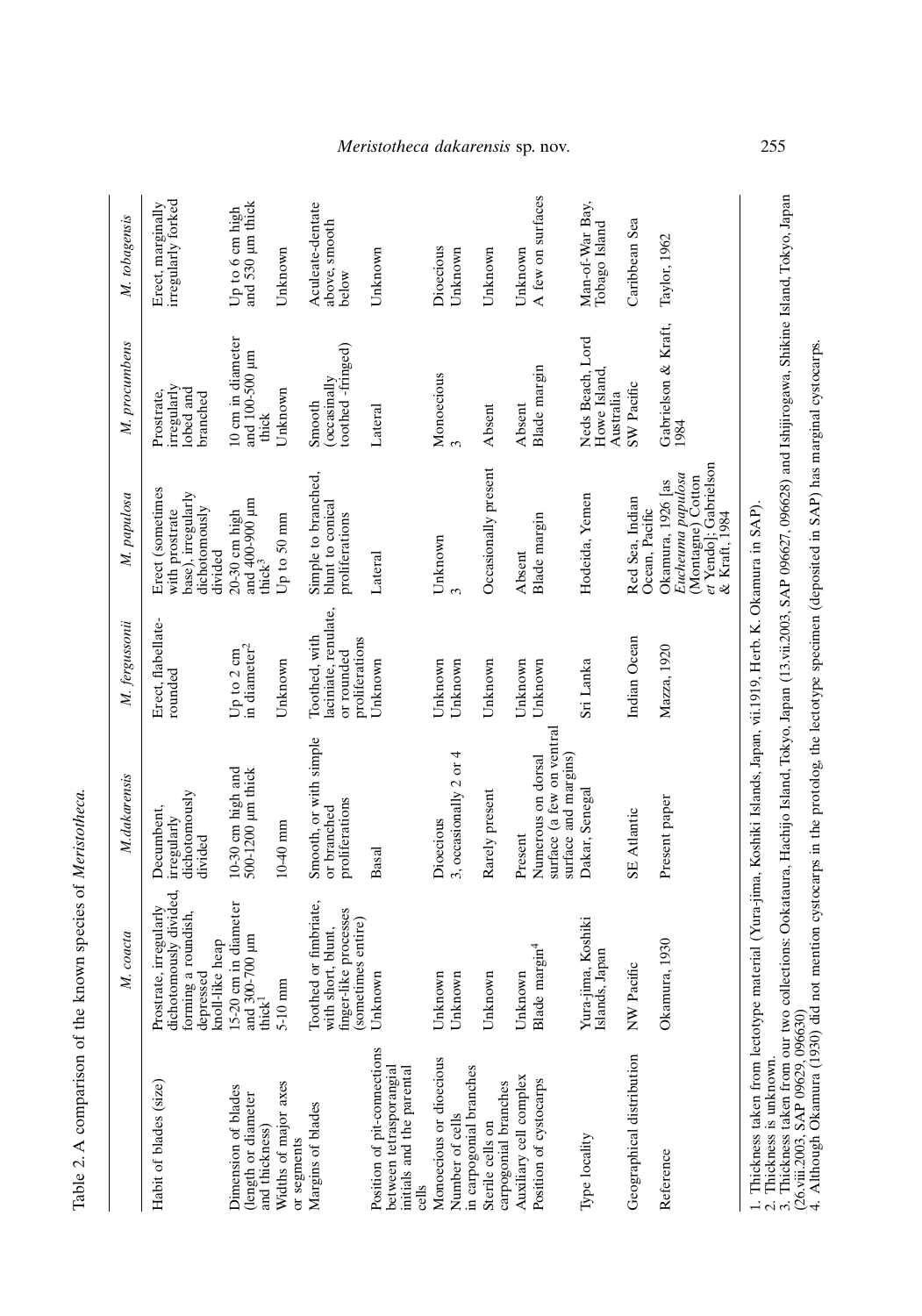Table 2. A comparison of the known species of *Meristotheca*.

| | *M. coacta* | *M. dakarensis* | *M. fergussonii* | *M. papulosa* | *M. procumbens* | *M. tobagensis* |
|---|---|---|---|---|---|---|
| Habit of blades (size) | Prostrate, irregularly dichotomously divided, forming a roundish, depressed knoll-like heap | Decumbent, irregularly dichotomously divided | Erect, flabellate-rounded | Erect (sometimes with prostrate base), irregularly dichotomously divided | Prostrate, irregularly lobed and branched | Erect, marginally irregularly forked |
| Dimension of blades (length or diameter and thickness) | 15-20 cm in diameter and 300-700 µm thick[1] | 10-30 cm high and 500-1200 µm thick | Up to 2 cm in diameter[2] | 20-30 cm high and 400-900 µm thick[3] | 10 cm in diameter and 100-500 µm thick | Up to 6 cm high and 530 µm thick |
| Widths of major axes or segments | 5-10 mm | 10-40 mm | Unknown | Up to 50 mm | Unknown | Unknown |
| Margins of blades | Toothed or fimbriate, with short, blunt, finger-like processes (sometimes entire) | Smooth, or with simple or branched proliferations | Toothed, with laciniate, renulate, or rounded proliferations | Simple to branched, blunt to conical proliferations | Smooth (occasionally toothed -fringed) | Aculeate-dentate above, smooth below |
| Position of pit-connections between tetrasporangial initials and the parental cells | Unknown | Basal | Unknown | Lateral | Lateral | Unknown |
| Monoecious or dioecious | Unknown | Dioecious | Unknown | Unknown | Monoecious | Dioecious |
| Number of cells in carpogonial branches | Unknown | 3, occasionally 2 or 4 | Unknown | 3 | 3 | Unknown |
| Sterile cells on carpogonial branches | Unknown | Rarely present | Unknown | Occasionally present | Absent | Unknown |
| Auxiliary cell complex | Unknown | Present | Unknown | Absent | Absent | Unknown |
| Position of cystocarps | Blade margin[4] | Numerous on dorsal surface (a few on ventral surface and margins) | Unknown | Blade margin | Blade margin | A few on surfaces |
| Type locality | Yura-jima, Koshiki Islands, Japan | Dakar, Senegal | Sri Lanka | Hodeida, Yemen | Neds Beach, Lord Howe Island, Australia | Man-of-War Bay, Tobago Island |
| Geographical distribution | NW Pacific | SE Atlantic | Indian Ocean | Red Sea, Indian Ocean, Pacific | SW Pacific | Caribbean Sea |
| Reference | Okamura, 1930 | Present paper | Mazza, 1920 | Okamura, 1926 [as *Eucheuma papulosa* (Montagne) Cotton et Yendo]; Gabrielson & Kraft, 1984 | Gabrielson & Kraft, 1984 | Taylor, 1962 |

1. Thickness taken from lectotype material (Yura-jima, Koshiki Islands, Japan, vii.1919, Herb. K. Okamura in SAP).
2. Thickness is unknown.
3. Thickness taken from our two collections: Ookataura, Hachijo Island, Tokyo, Japan (13.vii.2003, SAP 096627, 096628) and Ishijirogawa, Shikine Island, Tokyo, Japan (26.viii.2003, SAP 09629, 096630)
4. Although Okamura (1930) did not mention cystocarps in the protolog, the lectotype specimen (deposited in SAP) has marginal cystocarps.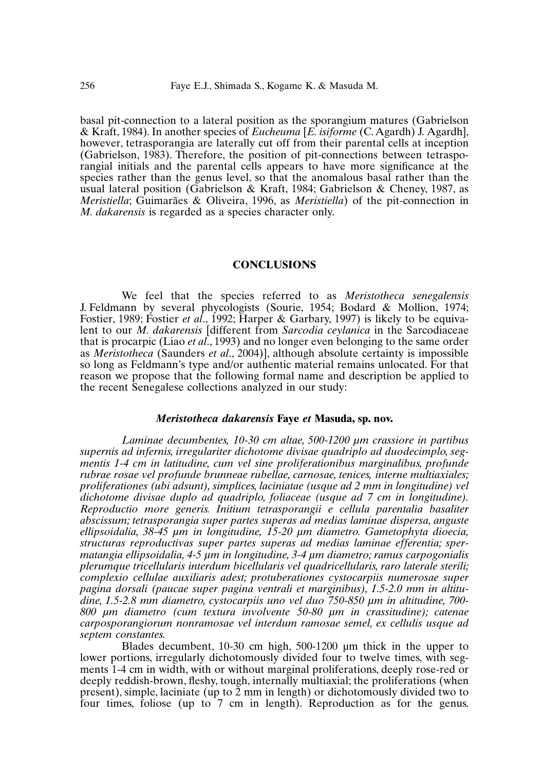basal pit-connection to a lateral position as the sporangium matures (Gabrielson & Kraft, 1984). In another species of *Eucheuma* [*E. isiforme* (C. Agardh) J. Agardh], however, tetrasporangia are laterally cut off from their parental cells at inception (Gabrielson, 1983). Therefore, the position of pit-connections between tetrasporangial initials and the parental cells appears to have more significance at the species rather than the genus level, so that the anomalous basal rather than the usual lateral position (Gabrielson & Kraft, 1984; Gabrielson & Cheney, 1987, as *Meristiella*; Guimarães & Oliveira, 1996, as *Meristiella*) of the pit-connection in *M. dakarensis* is regarded as a species character only.

## CONCLUSIONS

We feel that the species referred to as *Meristotheca senegalensis* J. Feldmann by several phycologists (Sourie, 1954; Bodard & Mollion, 1974; Fostier, 1989; Fostier *et al*., 1992; Harper & Garbary, 1997) is likely to be equivalent to our *M. dakarensis* [different from *Sarcodia ceylanica* in the Sarcodiaceae that is procarpic (Liao *et al*., 1993) and no longer even belonging to the same order as *Meristotheca* (Saunders *et al*., 2004)], although absolute certainty is impossible so long as Feldmann's type and/or authentic material remains unlocated. For that reason we propose that the following formal name and description be applied to the recent Senegalese collections analyzed in our study:

### *Meristotheca dakarensis* Faye *et* Masuda, sp. nov.

*Laminae decumbentes, 10-30 cm altae, 500-1200 µm crassiore in partibus supernis ad infernis, irregulariter dichotome divisae quadriplo ad duodecimplo, segmentis 1-4 cm in latitudine, cum vel sine proliferationibus marginalibus, profunde rubrae rosae vel profunde brunneae rubellae, carnosae, tenices, interne multiaxiales; proliferationes (ubi adsunt), simplices, laciniatae (usque ad 2 mm in longitudine) vel dichotome divisae duplo ad quadriplo, foliaceae (usque ad 7 cm in longitudine). Reproductio more generis. Initium tetrasporangii e cellula parentalia basaliter abscissum; tetrasporangia super partes superas ad medias laminae dispersa, anguste ellipsoidalia, 38-45 µm in longitudine, 15-20 µm diametro. Gametophyta dioecia, structuras reproductivas super partes superas ad medias laminae efferentia; spermatangia ellipsoidalia, 4-5 µm in longitudine, 3-4 µm diametro; ramus carpogonialis plerumque tricellularis interdum bicellularis vel quadricellularis, raro laterale sterili; complexio cellulae auxiliaris adest; protuberationes cystocarpiis numerosae super pagina dorsali (paucae super pagina ventrali et marginibus), 1.5-2.0 mm in altitudine, 1.5-2.8 mm diametro, cystocarpiis uno vel duo 750-850 µm in altitudine, 700-800 µm diametro (cum textura involvente 50-80 µm in crassitudine); catenae carposporangiorum nonramosae vel interdum ramosae semel, ex cellulis usque ad septem constantes.*

Blades decumbent, 10-30 cm high, 500-1200 µm thick in the upper to lower portions, irregularly dichotomously divided four to twelve times, with segments 1-4 cm in width, with or without marginal proliferations, deeply rose-red or deeply reddish-brown, fleshy, tough, internally multiaxial; the proliferations (when present), simple, laciniate (up to 2 mm in length) or dichotomously divided two to four times, foliose (up to 7 cm in length). Reproduction as for the genus.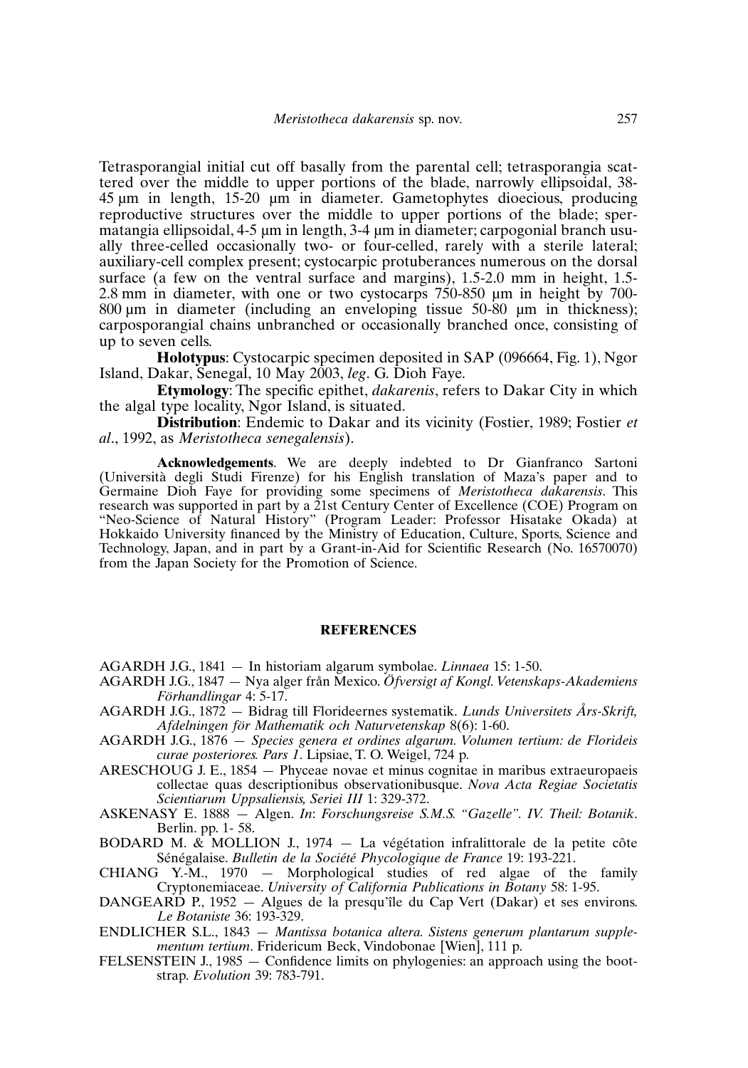Tetrasporangial initial cut off basally from the parental cell; tetrasporangia scattered over the middle to upper portions of the blade, narrowly ellipsoidal, 38-45 µm in length, 15-20 µm in diameter. Gametophytes dioecious, producing reproductive structures over the middle to upper portions of the blade; spermatangia ellipsoidal, 4-5 µm in length, 3-4 µm in diameter; carpogonial branch usually three-celled occasionally two- or four-celled, rarely with a sterile lateral; auxiliary-cell complex present; cystocarpic protuberances numerous on the dorsal surface (a few on the ventral surface and margins), 1.5-2.0 mm in height, 1.5-2.8 mm in diameter, with one or two cystocarps 750-850 µm in height by 700-800 µm in diameter (including an enveloping tissue 50-80 µm in thickness); carposporangial chains unbranched or occasionally branched once, consisting of up to seven cells.

**Holotypus**: Cystocarpic specimen deposited in SAP (096664, Fig. 1), Ngor Island, Dakar, Senegal, 10 May 2003, *leg*. G. Dioh Faye.

**Etymology**: The specific epithet, *dakarenis*, refers to Dakar City in which the algal type locality, Ngor Island, is situated.

**Distribution**: Endemic to Dakar and its vicinity (Fostier, 1989; Fostier *et al*., 1992, as *Meristotheca senegalensis*).

**Acknowledgements**. We are deeply indebted to Dr Gianfranco Sartoni (Università degli Studi Firenze) for his English translation of Maza's paper and to Germaine Dioh Faye for providing some specimens of *Meristotheca dakarensis*. This research was supported in part by a 21st Century Center of Excellence (COE) Program on "Neo-Science of Natural History" (Program Leader: Professor Hisatake Okada) at Hokkaido University financed by the Ministry of Education, Culture, Sports, Science and Technology, Japan, and in part by a Grant-in-Aid for Scientific Research (No. 16570070) from the Japan Society for the Promotion of Science.

## REFERENCES

AGARDH J.G., 1841 — In historiam algarum symbolae. *Linnaea* 15: 1-50.

AGARDH J.G., 1847 — Nya alger från Mexico. *Öfversigt af Kongl. Vetenskaps-Akademiens Förhandlingar* 4: 5-17.

AGARDH J.G., 1872 — Bidrag till Florideernes systematik. *Lunds Universitets Års-Skrift, Afdelningen för Mathematik och Naturvetenskap* 8(6): 1-60.

AGARDH J.G., 1876 — *Species genera et ordines algarum. Volumen tertium: de Florideis curae posteriores. Pars 1*. Lipsiae, T. O. Weigel, 724 p.

ARESCHOUG J. E., 1854 — Phyceae novae et minus cognitae in maribus extraeuropaeis collectae quas descriptionibus observationibusque. *Nova Acta Regiae Societatis Scientiarum Uppsaliensis, Seriei III* 1: 329-372.

ASKENASY E. 1888 — Algen. *In*: *Forschungsreise S.M.S. "Gazelle". IV. Theil: Botanik*. Berlin. pp. 1- 58.

BODARD M. & MOLLION J., 1974 — La végétation infralittorale de la petite côte Sénégalaise. *Bulletin de la Société Phycologique de France* 19: 193-221.

CHIANG Y.-M., 1970 — Morphological studies of red algae of the family Cryptonemiaceae. *University of California Publications in Botany* 58: 1-95.

DANGEARD P., 1952 — Algues de la presqu'île du Cap Vert (Dakar) et ses environs. *Le Botaniste* 36: 193-329.

ENDLICHER S.L., 1843 — *Mantissa botanica altera. Sistens generum plantarum supplementum tertium*. Fridericum Beck, Vindobonae [Wien], 111 p.

FELSENSTEIN J., 1985 — Confidence limits on phylogenies: an approach using the bootstrap. *Evolution* 39: 783-791.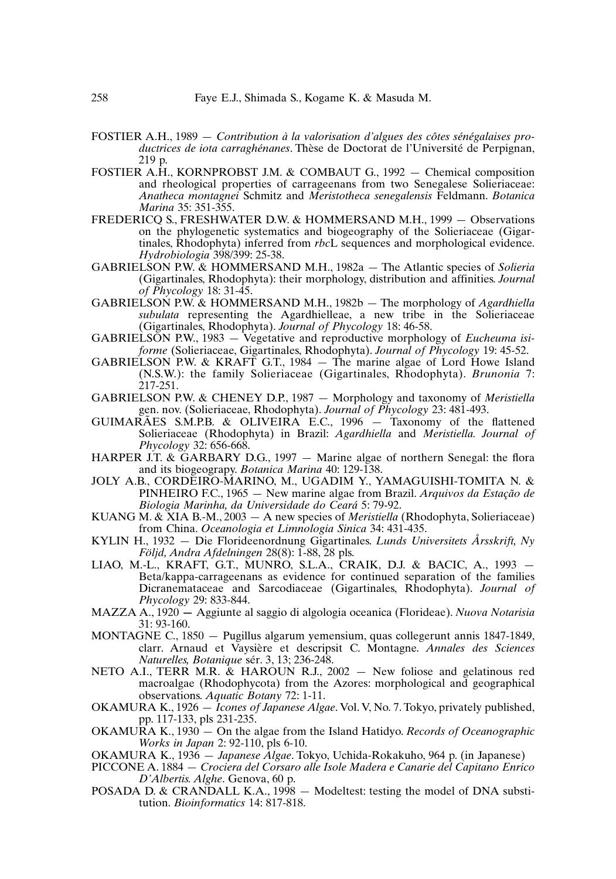FOSTIER A.H., 1989 — *Contribution à la valorisation d'algues des côtes sénégalaises productrices de iota carraghénanes*. Thèse de Doctorat de l'Université de Perpignan, 219 p.

FOSTIER A.H., KORNPROBST J.M. & COMBAUT G., 1992 — Chemical composition and rheological properties of carrageenans from two Senegalese Solieriaceae: *Anatheca montagnei* Schmitz and *Meristotheca senegalensis* Feldmann. *Botanica Marina* 35: 351-355.

FREDERICQ S., FRESHWATER D.W. & HOMMERSAND M.H., 1999 — Observations on the phylogenetic systematics and biogeography of the Solieriaceae (Gigartinales, Rhodophyta) inferred from *rbc*L sequences and morphological evidence. *Hydrobiologia* 398/399: 25-38.

GABRIELSON P.W. & HOMMERSAND M.H., 1982a — The Atlantic species of *Solieria* (Gigartinales, Rhodophyta): their morphology, distribution and affinities. *Journal of Phycology* 18: 31-45.

GABRIELSON P.W. & HOMMERSAND M.H., 1982b — The morphology of *Agardhiella subulata* representing the Agardhielleae, a new tribe in the Solieriaceae (Gigartinales, Rhodophyta). *Journal of Phycology* 18: 46-58.

GABRIELSON P.W., 1983 — Vegetative and reproductive morphology of *Eucheuma isiforme* (Solieriaceae, Gigartinales, Rhodophyta). *Journal of Phycology* 19: 45-52.

GABRIELSON P.W. & KRAFT G.T., 1984 — The marine algae of Lord Howe Island (N.S.W.): the family Solieriaceae (Gigartinales, Rhodophyta). *Brunonia* 7: 217-251.

GABRIELSON P.W. & CHENEY D.P., 1987 — Morphology and taxonomy of *Meristiella* gen. nov. (Solieriaceae, Rhodophyta). *Journal of Phycology* 23: 481-493.

GUIMARÃES S.M.P.B. & OLIVEIRA E.C., 1996 — Taxonomy of the flattened Solieriaceae (Rhodophyta) in Brazil: *Agardhiella* and *Meristiella. Journal of Phycology* 32: 656-668.

HARPER J.T. & GARBARY D.G., 1997 — Marine algae of northern Senegal: the flora and its biogeograpy. *Botanica Marina* 40: 129-138.

JOLY A.B., CORDEIRO-MARINO, M., UGADIM Y., YAMAGUISHI-TOMITA N. & PINHEIRO F.C., 1965 — New marine algae from Brazil. *Arquivos da Estação de Biologia Marinha, da Universidade do Ceará* 5: 79-92.

KUANG M. & XIA B.-M., 2003 — A new species of *Meristiella* (Rhodophyta, Solieriaceae) from China. *Oceanologia et Limnologia Sinica* 34: 431-435.

KYLIN H., 1932 — Die Florideenordnung Gigartinales. *Lunds Universitets Årsskrift, Ny Följd, Andra Afdelningen* 28(8): 1-88, 28 pls.

LIAO, M.-L., KRAFT, G.T., MUNRO, S.L.A., CRAIK, D.J. & BACIC, A., 1993 — Beta/kappa-carrageenans as evidence for continued separation of the families Dicranemataceae and Sarcodiaceae (Gigartinales, Rhodophyta). *Journal of Phycology* 29: 833-844.

MAZZA A., 1920 — Aggiunte al saggio di algologia oceanica (Florideae). *Nuova Notarisia* 31: 93-160.

MONTAGNE C., 1850 — Pugillus algarum yemensium, quas collegerunt annis 1847-1849, clarr. Arnaud et Vaysière et descripsit C. Montagne. *Annales des Sciences Naturelles, Botanique* sér. 3, 13; 236-248.

NETO A.I., TERR M.R. & HAROUN R.J., 2002 — New foliose and gelatinous red macroalgae (Rhodophycota) from the Azores: morphological and geographical observations. *Aquatic Botany* 72: 1-11.

OKAMURA K., 1926 — *Icones of Japanese Algae*. Vol. V, No. 7. Tokyo, privately published, pp. 117-133, pls 231-235.

OKAMURA K., 1930 — On the algae from the Island Hatidyo. *Records of Oceanographic Works in Japan* 2: 92-110, pls 6-10.

OKAMURA K., 1936 — *Japanese Algae*. Tokyo, Uchida-Rokakuho, 964 p. (in Japanese)

PICCONE A. 1884 — *Crociera del Corsaro alle Isole Madera e Canarie del Capitano Enrico D'Albertis. Alghe*. Genova, 60 p.

POSADA D. & CRANDALL K.A., 1998 — Modeltest: testing the model of DNA substitution. *Bioinformatics* 14: 817-818.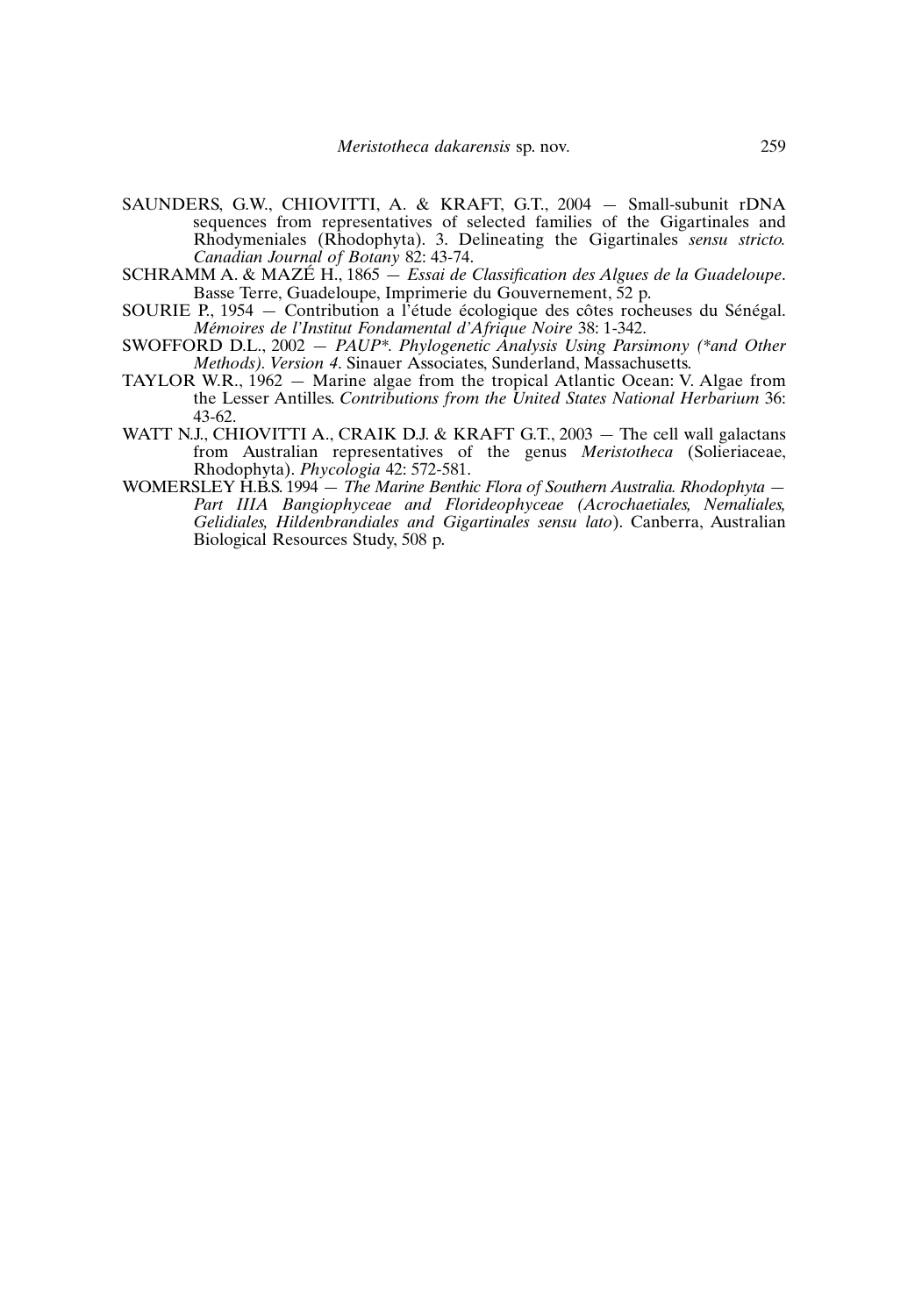SAUNDERS, G.W., CHIOVITTI, A. & KRAFT, G.T., 2004 — Small-subunit rDNA sequences from representatives of selected families of the Gigartinales and Rhodymeniales (Rhodophyta). 3. Delineating the Gigartinales *sensu stricto*. *Canadian Journal of Botany* 82: 43-74.

SCHRAMM A. & MAZÉ H., 1865 — *Essai de Classification des Algues de la Guadeloupe*. Basse Terre, Guadeloupe, Imprimerie du Gouvernement, 52 p.

SOURIE P., 1954 — Contribution a l'étude écologique des côtes rocheuses du Sénégal. *Mémoires de l'Institut Fondamental d'Afrique Noire* 38: 1-342.

SWOFFORD D.L., 2002 — *PAUP*. Phylogenetic Analysis Using Parsimony (*and Other Methods). Version 4*. Sinauer Associates, Sunderland, Massachusetts.

TAYLOR W.R., 1962 — Marine algae from the tropical Atlantic Ocean: V. Algae from the Lesser Antilles. *Contributions from the United States National Herbarium* 36: 43-62.

WATT N.J., CHIOVITTI A., CRAIK D.J. & KRAFT G.T., 2003 — The cell wall galactans from Australian representatives of the genus *Meristotheca* (Solieriaceae, Rhodophyta). *Phycologia* 42: 572-581.

WOMERSLEY H.B.S. 1994 — *The Marine Benthic Flora of Southern Australia. Rhodophyta — Part IIIA Bangiophyceae and Florideophyceae (Acrochaetiales, Nemaliales, Gelidiales, Hildenbrandiales and Gigartinales sensu lato*). Canberra, Australian Biological Resources Study, 508 p.